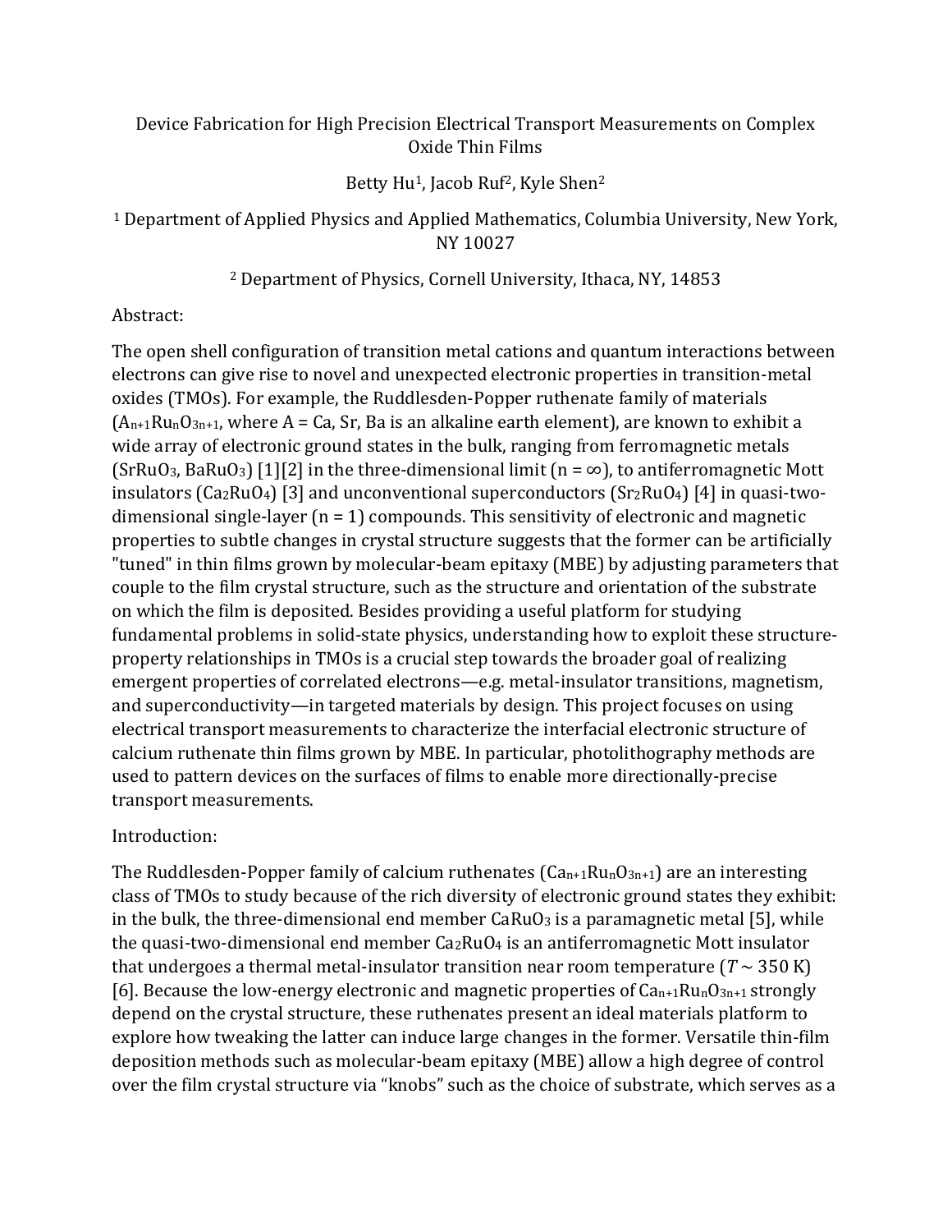# Device Fabrication for High Precision Electrical Transport Measurements on Complex Oxide Thin Films

Betty Hu[1], Jacob Ruf[2], Kyle Shen[2]

[1] Department of Applied Physics and Applied Mathematics, Columbia University, New York, NY 10027

[2] Department of Physics, Cornell University, Ithaca, NY, 14853

Abstract:

The open shell configuration of transition metal cations and quantum interactions between electrons can give rise to novel and unexpected electronic properties in transition-metal oxides (TMOs). For example, the Ruddlesden-Popper ruthenate family of materials ($A_{n+1}Ru_nO_{3n+1}$, where A = Ca, Sr, Ba is an alkaline earth element), are known to exhibit a wide array of electronic ground states in the bulk, ranging from ferromagnetic metals ($SrRuO_3$, $BaRuO_3$) [1][2] in the three-dimensional limit ($n = \infty$), to antiferromagnetic Mott insulators ($Ca_2RuO_4$) [3] and unconventional superconductors ($Sr_2RuO_4$) [4] in quasi-two-dimensional single-layer ($n = 1$) compounds. This sensitivity of electronic and magnetic properties to subtle changes in crystal structure suggests that the former can be artificially "tuned" in thin films grown by molecular-beam epitaxy (MBE) by adjusting parameters that couple to the film crystal structure, such as the structure and orientation of the substrate on which the film is deposited. Besides providing a useful platform for studying fundamental problems in solid-state physics, understanding how to exploit these structure-property relationships in TMOs is a crucial step towards the broader goal of realizing emergent properties of correlated electrons—e.g. metal-insulator transitions, magnetism, and superconductivity—in targeted materials by design. This project focuses on using electrical transport measurements to characterize the interfacial electronic structure of calcium ruthenate thin films grown by MBE. In particular, photolithography methods are used to pattern devices on the surfaces of films to enable more directionally-precise transport measurements.

Introduction:

The Ruddlesden-Popper family of calcium ruthenates ($Ca_{n+1}Ru_nO_{3n+1}$) are an interesting class of TMOs to study because of the rich diversity of electronic ground states they exhibit: in the bulk, the three-dimensional end member $CaRuO_3$ is a paramagnetic metal [5], while the quasi-two-dimensional end member $Ca_2RuO_4$ is an antiferromagnetic Mott insulator that undergoes a thermal metal-insulator transition near room temperature ($T \sim 350$ K) [6]. Because the low-energy electronic and magnetic properties of $Ca_{n+1}Ru_nO_{3n+1}$ strongly depend on the crystal structure, these ruthenates present an ideal materials platform to explore how tweaking the latter can induce large changes in the former. Versatile thin-film deposition methods such as molecular-beam epitaxy (MBE) allow a high degree of control over the film crystal structure via "knobs" such as the choice of substrate, which serves as a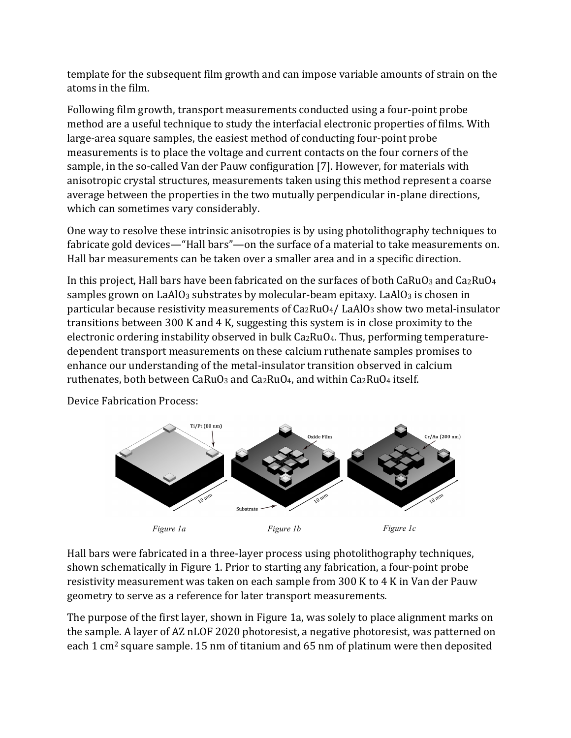template for the subsequent film growth and can impose variable amounts of strain on the atoms in the film.

Following film growth, transport measurements conducted using a four-point probe method are a useful technique to study the interfacial electronic properties of films. With large-area square samples, the easiest method of conducting four-point probe measurements is to place the voltage and current contacts on the four corners of the sample, in the so-called Van der Pauw configuration [7]. However, for materials with anisotropic crystal structures, measurements taken using this method represent a coarse average between the properties in the two mutually perpendicular in-plane directions, which can sometimes vary considerably.

One way to resolve these intrinsic anisotropies is by using photolithography techniques to fabricate gold devices—"Hall bars"—on the surface of a material to take measurements on. Hall bar measurements can be taken over a smaller area and in a specific direction.

In this project, Hall bars have been fabricated on the surfaces of both $CaRuO_3$ and $Ca_2RuO_4$ samples grown on $LaAlO_3$ substrates by molecular-beam epitaxy. $LaAlO_3$ is chosen in particular because resistivity measurements of $Ca_2RuO_4$/ $LaAlO_3$ show two metal-insulator transitions between 300 K and 4 K, suggesting this system is in close proximity to the electronic ordering instability observed in bulk $Ca_2RuO_4$. Thus, performing temperature-dependent transport measurements on these calcium ruthenate samples promises to enhance our understanding of the metal-insulator transition observed in calcium ruthenates, both between $CaRuO_3$ and $Ca_2RuO_4$, and within $Ca_2RuO_4$ itself.

Device Fabrication Process:

*Figure 1a* *Figure 1b* *Figure 1c*

Hall bars were fabricated in a three-layer process using photolithography techniques, shown schematically in Figure 1. Prior to starting any fabrication, a four-point probe resistivity measurement was taken on each sample from 300 K to 4 K in Van der Pauw geometry to serve as a reference for later transport measurements.

The purpose of the first layer, shown in Figure 1a, was solely to place alignment marks on the sample. A layer of AZ nLOF 2020 photoresist, a negative photoresist, was patterned on each 1 $cm^2$ square sample. 15 nm of titanium and 65 nm of platinum were then deposited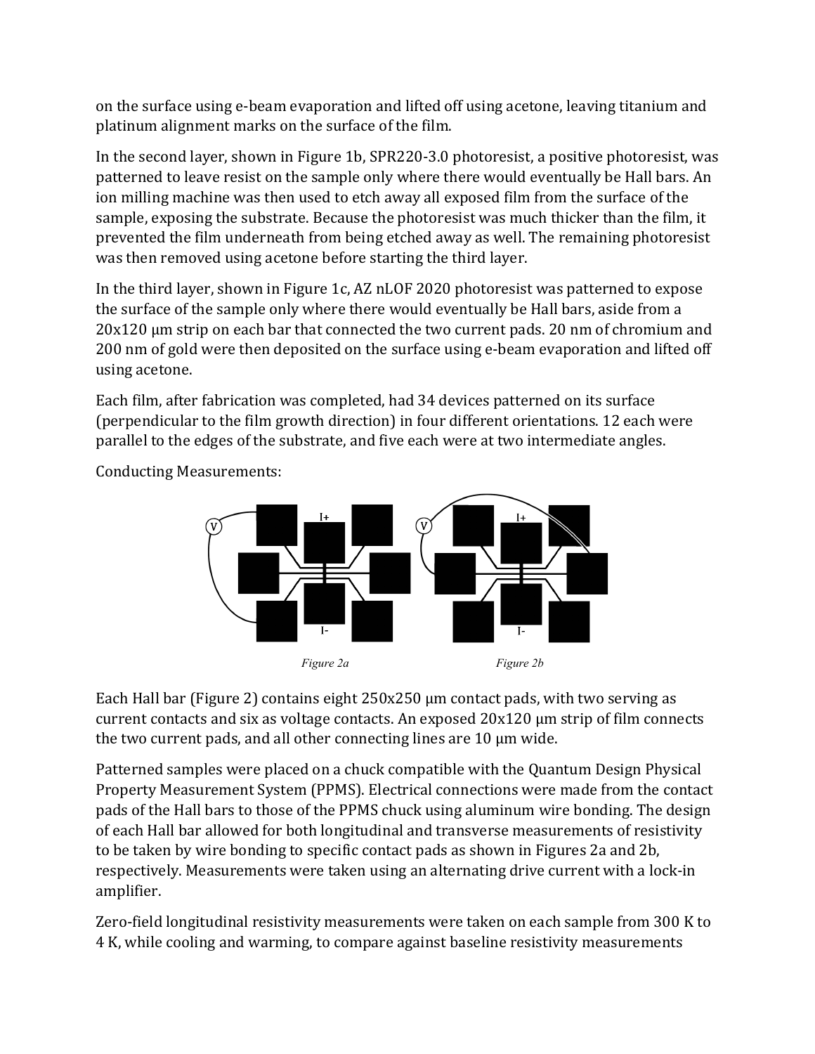on the surface using e-beam evaporation and lifted off using acetone, leaving titanium and platinum alignment marks on the surface of the film.

In the second layer, shown in Figure 1b, SPR220-3.0 photoresist, a positive photoresist, was patterned to leave resist on the sample only where there would eventually be Hall bars. An ion milling machine was then used to etch away all exposed film from the surface of the sample, exposing the substrate. Because the photoresist was much thicker than the film, it prevented the film underneath from being etched away as well. The remaining photoresist was then removed using acetone before starting the third layer.

In the third layer, shown in Figure 1c, AZ nLOF 2020 photoresist was patterned to expose the surface of the sample only where there would eventually be Hall bars, aside from a 20x120 μm strip on each bar that connected the two current pads. 20 nm of chromium and 200 nm of gold were then deposited on the surface using e-beam evaporation and lifted off using acetone.

Each film, after fabrication was completed, had 34 devices patterned on its surface (perpendicular to the film growth direction) in four different orientations. 12 each were parallel to the edges of the substrate, and five each were at two intermediate angles.

Conducting Measurements:

*Figure 2a* *Figure 2b*

Each Hall bar (Figure 2) contains eight 250x250 μm contact pads, with two serving as current contacts and six as voltage contacts. An exposed 20x120 μm strip of film connects the two current pads, and all other connecting lines are 10 μm wide.

Patterned samples were placed on a chuck compatible with the Quantum Design Physical Property Measurement System (PPMS). Electrical connections were made from the contact pads of the Hall bars to those of the PPMS chuck using aluminum wire bonding. The design of each Hall bar allowed for both longitudinal and transverse measurements of resistivity to be taken by wire bonding to specific contact pads as shown in Figures 2a and 2b, respectively. Measurements were taken using an alternating drive current with a lock-in amplifier.

Zero-field longitudinal resistivity measurements were taken on each sample from 300 K to 4 K, while cooling and warming, to compare against baseline resistivity measurements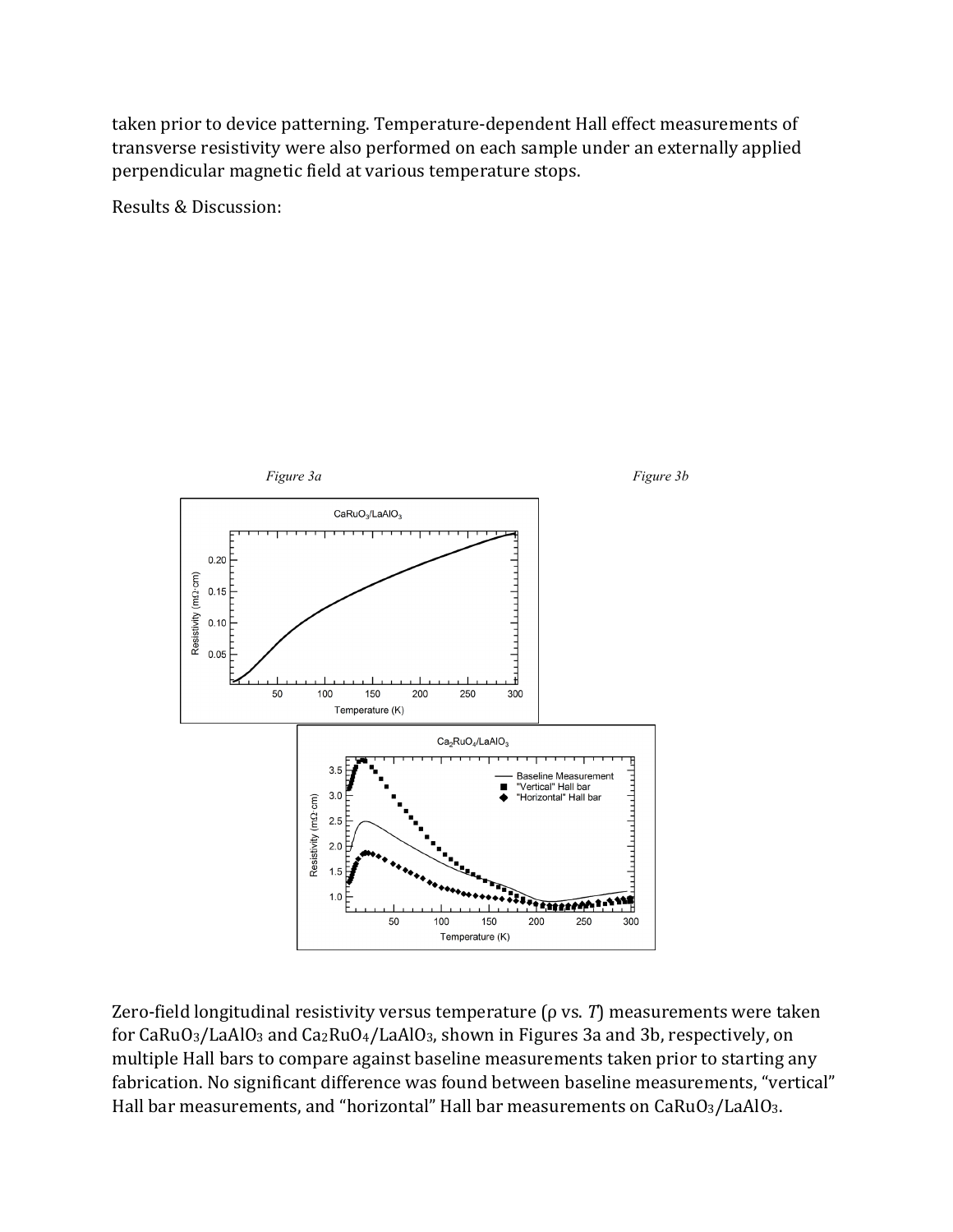taken prior to device patterning. Temperature-dependent Hall effect measurements of transverse resistivity were also performed on each sample under an externally applied perpendicular magnetic field at various temperature stops.

Results & Discussion:

*Figure 3a*

*Figure 3b*

Zero-field longitudinal resistivity versus temperature (ρ vs. *T*) measurements were taken for $CaRuO_3/LaAlO_3$ and $Ca_2RuO_4/LaAlO_3$, shown in Figures 3a and 3b, respectively, on multiple Hall bars to compare against baseline measurements taken prior to starting any fabrication. No significant difference was found between baseline measurements, "vertical" Hall bar measurements, and "horizontal" Hall bar measurements on $CaRuO_3/LaAlO_3$.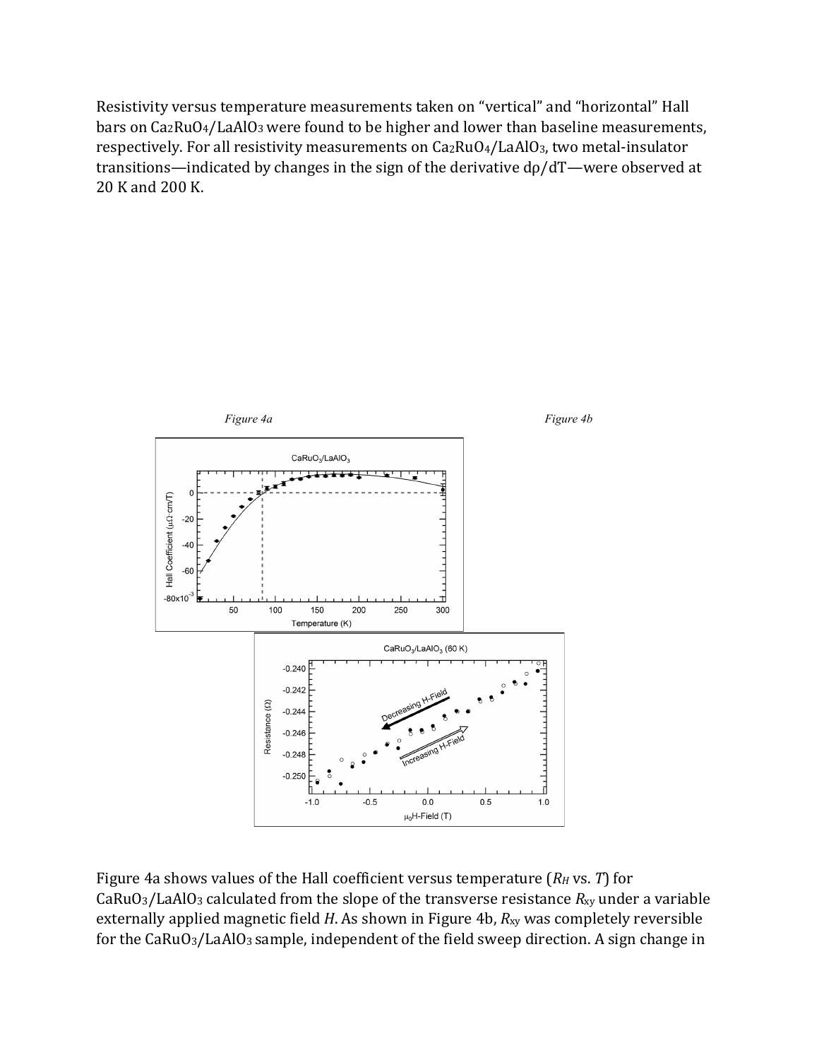Resistivity versus temperature measurements taken on "vertical" and "horizontal" Hall bars on $Ca_2RuO_4/LaAlO_3$ were found to be higher and lower than baseline measurements, respectively. For all resistivity measurements on $Ca_2RuO_4/LaAlO_3$, two metal-insulator transitions—indicated by changes in the sign of the derivative $d\rho/dT$—were observed at 20 K and 200 K.

*Figure 4a* *Figure 4b*

Figure 4a shows values of the Hall coefficient versus temperature ($R_H$ vs. $T$) for $CaRuO_3/LaAlO_3$ calculated from the slope of the transverse resistance $R_{xy}$ under a variable externally applied magnetic field $H$. As shown in Figure 4b, $R_{xy}$ was completely reversible for the $CaRuO_3/LaAlO_3$ sample, independent of the field sweep direction. A sign change in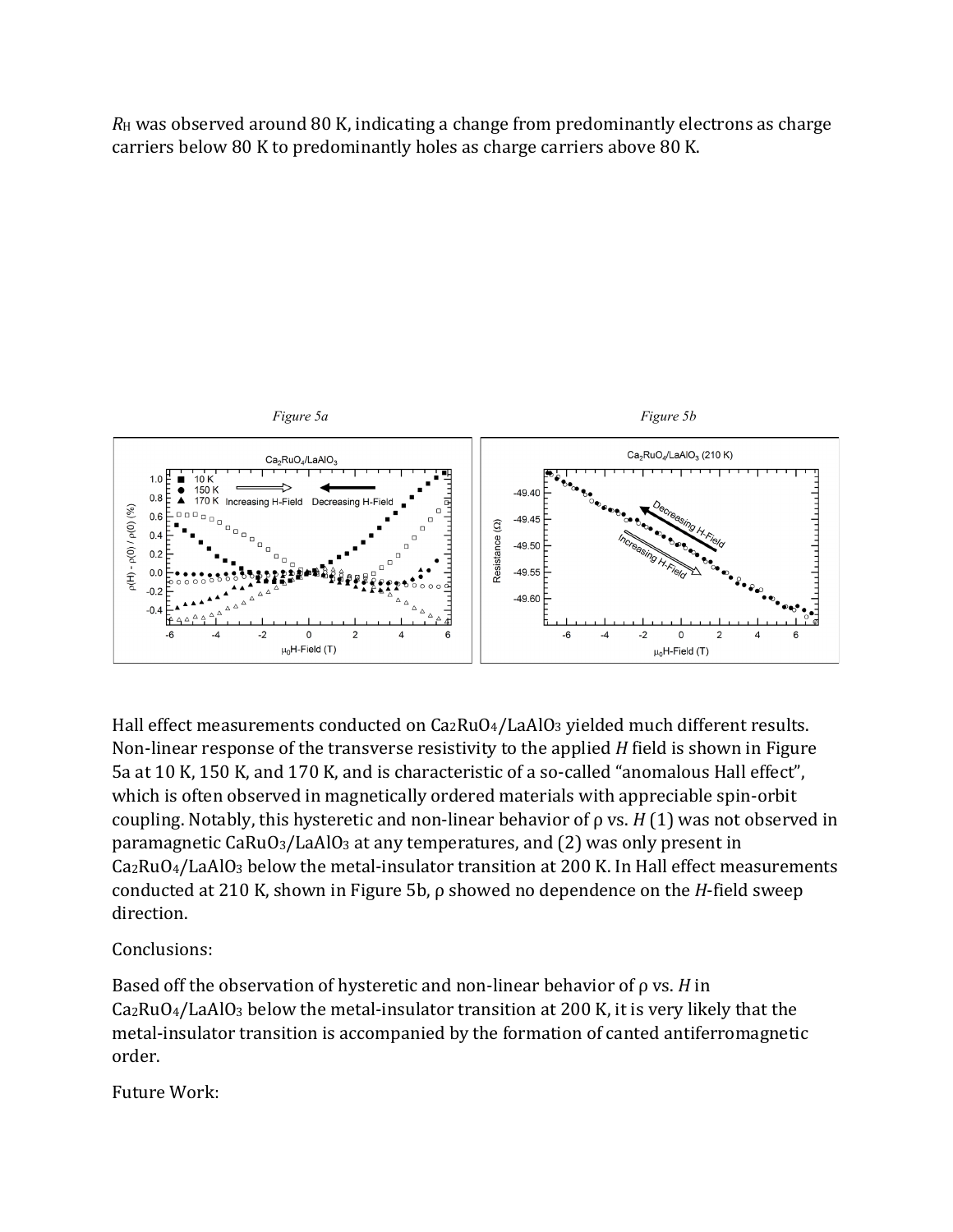$R_H$ was observed around 80 K, indicating a change from predominantly electrons as charge carriers below 80 K to predominantly holes as charge carriers above 80 K.

*Figure 5a*

*Figure 5b*

Hall effect measurements conducted on $Ca_2RuO_4/LaAlO_3$ yielded much different results. Non-linear response of the transverse resistivity to the applied $H$ field is shown in Figure 5a at 10 K, 150 K, and 170 K, and is characteristic of a so-called "anomalous Hall effect", which is often observed in magnetically ordered materials with appreciable spin-orbit coupling. Notably, this hysteretic and non-linear behavior of ρ vs. $H$ (1) was not observed in paramagnetic $CaRuO_3/LaAlO_3$ at any temperatures, and (2) was only present in $Ca_2RuO_4/LaAlO_3$ below the metal-insulator transition at 200 K. In Hall effect measurements conducted at 210 K, shown in Figure 5b, ρ showed no dependence on the $H$-field sweep direction.

Conclusions:

Based off the observation of hysteretic and non-linear behavior of ρ vs. $H$ in $Ca_2RuO_4/LaAlO_3$ below the metal-insulator transition at 200 K, it is very likely that the metal-insulator transition is accompanied by the formation of canted antiferromagnetic order.

Future Work: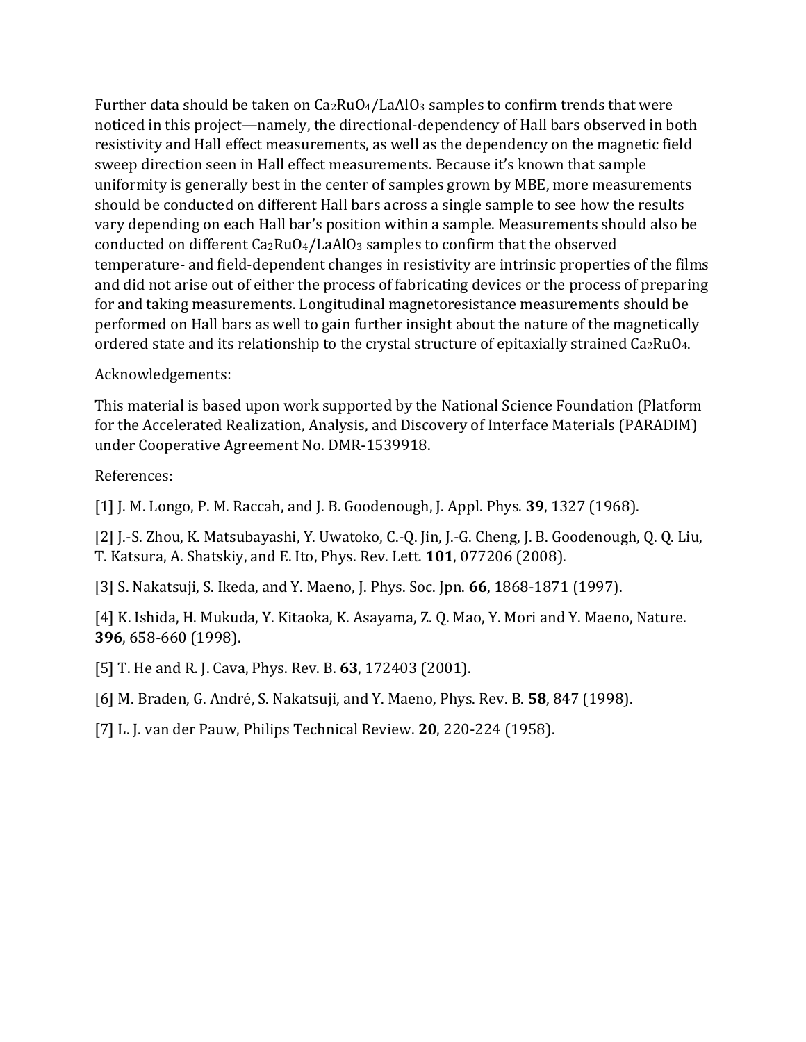Further data should be taken on $Ca_2RuO_4$/$LaAlO_3$ samples to confirm trends that were noticed in this project—namely, the directional-dependency of Hall bars observed in both resistivity and Hall effect measurements, as well as the dependency on the magnetic field sweep direction seen in Hall effect measurements. Because it's known that sample uniformity is generally best in the center of samples grown by MBE, more measurements should be conducted on different Hall bars across a single sample to see how the results vary depending on each Hall bar's position within a sample. Measurements should also be conducted on different $Ca_2RuO_4$/$LaAlO_3$ samples to confirm that the observed temperature- and field-dependent changes in resistivity are intrinsic properties of the films and did not arise out of either the process of fabricating devices or the process of preparing for and taking measurements. Longitudinal magnetoresistance measurements should be performed on Hall bars as well to gain further insight about the nature of the magnetically ordered state and its relationship to the crystal structure of epitaxially strained $Ca_2RuO_4$.

Acknowledgements:

This material is based upon work supported by the National Science Foundation (Platform for the Accelerated Realization, Analysis, and Discovery of Interface Materials (PARADIM) under Cooperative Agreement No. DMR-1539918.

References:

[1] J. M. Longo, P. M. Raccah, and J. B. Goodenough, J. Appl. Phys. **39**, 1327 (1968).

[2] J.-S. Zhou, K. Matsubayashi, Y. Uwatoko, C.-Q. Jin, J.-G. Cheng, J. B. Goodenough, Q. Q. Liu, T. Katsura, A. Shatskiy, and E. Ito, Phys. Rev. Lett. **101**, 077206 (2008).

[3] S. Nakatsuji, S. Ikeda, and Y. Maeno, J. Phys. Soc. Jpn. **66**, 1868-1871 (1997).

[4] K. Ishida, H. Mukuda, Y. Kitaoka, K. Asayama, Z. Q. Mao, Y. Mori and Y. Maeno, Nature. **396**, 658-660 (1998).

[5] T. He and R. J. Cava, Phys. Rev. B. **63**, 172403 (2001).

[6] M. Braden, G. André, S. Nakatsuji, and Y. Maeno, Phys. Rev. B. **58**, 847 (1998).

[7] L. J. van der Pauw, Philips Technical Review. **20**, 220-224 (1958).